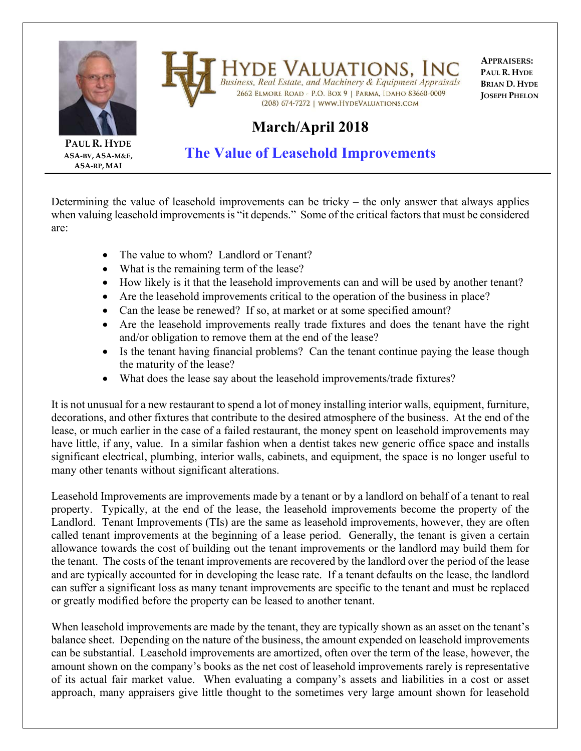**PAUL R. HYDE**
ASA-BV, ASA-M&E, ASA-RP, MAI

# HYDE VALUATIONS, INC

*Business, Real Estate, and Machinery & Equipment Appraisals*

2662 ELMORE ROAD - P.O. BOX 9 | PARMA, IDAHO 83660-0009
(208) 674-7272 | WWW.HYDEVALUATIONS.COM

**APPRAISERS:**
**PAUL R. HYDE**
**BRIAN D. HYDE**
**JOSEPH PHELON**

## March/April 2018

## The Value of Leasehold Improvements

Determining the value of leasehold improvements can be tricky – the only answer that always applies when valuing leasehold improvements is "it depends." Some of the critical factors that must be considered are:

- The value to whom? Landlord or Tenant?
- What is the remaining term of the lease?
- How likely is it that the leasehold improvements can and will be used by another tenant?
- Are the leasehold improvements critical to the operation of the business in place?
- Can the lease be renewed? If so, at market or at some specified amount?
- Are the leasehold improvements really trade fixtures and does the tenant have the right and/or obligation to remove them at the end of the lease?
- Is the tenant having financial problems? Can the tenant continue paying the lease though the maturity of the lease?
- What does the lease say about the leasehold improvements/trade fixtures?

It is not unusual for a new restaurant to spend a lot of money installing interior walls, equipment, furniture, decorations, and other fixtures that contribute to the desired atmosphere of the business. At the end of the lease, or much earlier in the case of a failed restaurant, the money spent on leasehold improvements may have little, if any, value. In a similar fashion when a dentist takes new generic office space and installs significant electrical, plumbing, interior walls, cabinets, and equipment, the space is no longer useful to many other tenants without significant alterations.

Leasehold Improvements are improvements made by a tenant or by a landlord on behalf of a tenant to real property. Typically, at the end of the lease, the leasehold improvements become the property of the Landlord. Tenant Improvements (TIs) are the same as leasehold improvements, however, they are often called tenant improvements at the beginning of a lease period. Generally, the tenant is given a certain allowance towards the cost of building out the tenant improvements or the landlord may build them for the tenant. The costs of the tenant improvements are recovered by the landlord over the period of the lease and are typically accounted for in developing the lease rate. If a tenant defaults on the lease, the landlord can suffer a significant loss as many tenant improvements are specific to the tenant and must be replaced or greatly modified before the property can be leased to another tenant.

When leasehold improvements are made by the tenant, they are typically shown as an asset on the tenant's balance sheet. Depending on the nature of the business, the amount expended on leasehold improvements can be substantial. Leasehold improvements are amortized, often over the term of the lease, however, the amount shown on the company's books as the net cost of leasehold improvements rarely is representative of its actual fair market value. When evaluating a company's assets and liabilities in a cost or asset approach, many appraisers give little thought to the sometimes very large amount shown for leasehold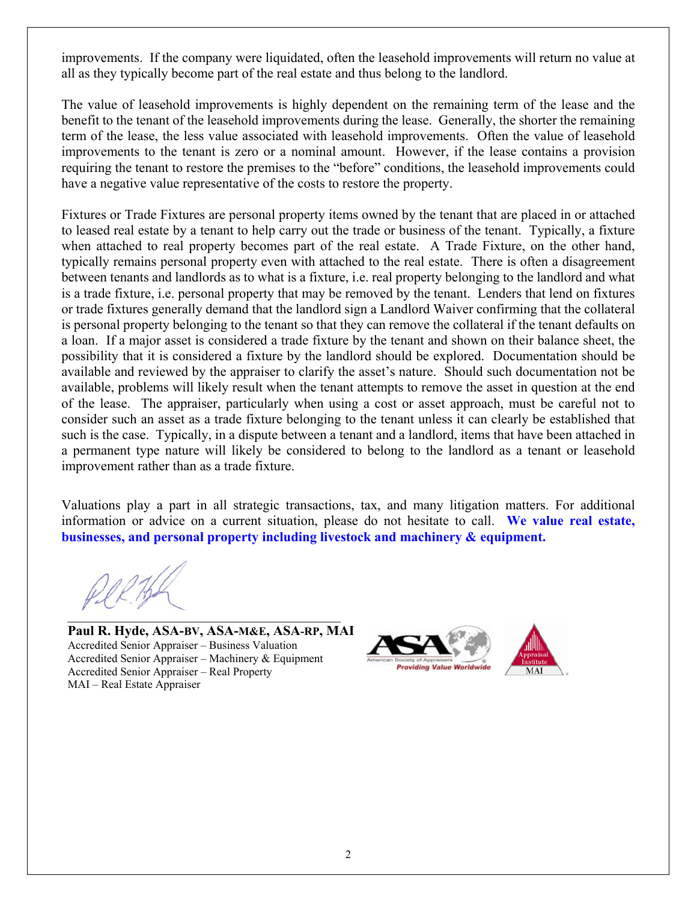improvements. If the company were liquidated, often the leasehold improvements will return no value at all as they typically become part of the real estate and thus belong to the landlord.

The value of leasehold improvements is highly dependent on the remaining term of the lease and the benefit to the tenant of the leasehold improvements during the lease. Generally, the shorter the remaining term of the lease, the less value associated with leasehold improvements. Often the value of leasehold improvements to the tenant is zero or a nominal amount. However, if the lease contains a provision requiring the tenant to restore the premises to the "before" conditions, the leasehold improvements could have a negative value representative of the costs to restore the property.

Fixtures or Trade Fixtures are personal property items owned by the tenant that are placed in or attached to leased real estate by a tenant to help carry out the trade or business of the tenant. Typically, a fixture when attached to real property becomes part of the real estate. A Trade Fixture, on the other hand, typically remains personal property even with attached to the real estate. There is often a disagreement between tenants and landlords as to what is a fixture, i.e. real property belonging to the landlord and what is a trade fixture, i.e. personal property that may be removed by the tenant. Lenders that lend on fixtures or trade fixtures generally demand that the landlord sign a Landlord Waiver confirming that the collateral is personal property belonging to the tenant so that they can remove the collateral if the tenant defaults on a loan. If a major asset is considered a trade fixture by the tenant and shown on their balance sheet, the possibility that it is considered a fixture by the landlord should be explored. Documentation should be available and reviewed by the appraiser to clarify the asset's nature. Should such documentation not be available, problems will likely result when the tenant attempts to remove the asset in question at the end of the lease. The appraiser, particularly when using a cost or asset approach, must be careful not to consider such an asset as a trade fixture belonging to the tenant unless it can clearly be established that such is the case. Typically, in a dispute between a tenant and a landlord, items that have been attached in a permanent type nature will likely be considered to belong to the landlord as a tenant or leasehold improvement rather than as a trade fixture.

Valuations play a part in all strategic transactions, tax, and many litigation matters. For additional information or advice on a current situation, please do not hesitate to call. **We value real estate, businesses, and personal property including livestock and machinery & equipment.**

**Paul R. Hyde, ASA-BV, ASA-M&E, ASA-RP, MAI**
Accredited Senior Appraiser – Business Valuation
Accredited Senior Appraiser – Machinery & Equipment
Accredited Senior Appraiser – Real Property
MAI – Real Estate Appraiser

ASA American Society of Appraisers Providing Value Worldwide

Appraisal Institute MAI